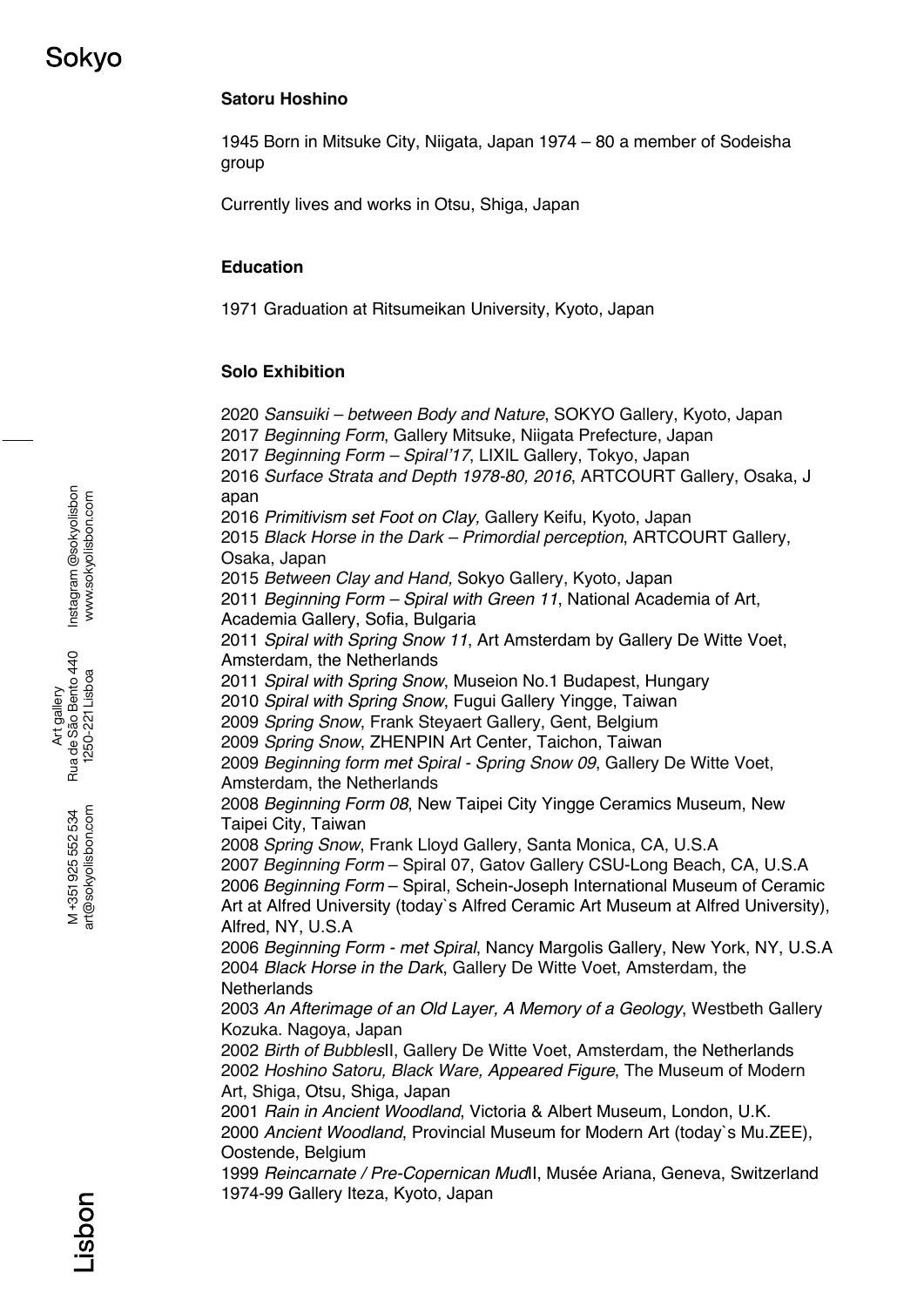## Satoru Hoshino

1945 Born in Mitsuke City, Niigata, Japan 1974 – 80 a member of Sodeisha group

Currently lives and works in Otsu, Shiga, Japan

### Education

1971 Graduation at Ritsumeikan University, Kyoto, Japan

### Solo Exhibition

2020 *Sansuiki – between Body and Nature*, SOKYO Gallery, Kyoto, Japan
2017 *Beginning Form*, Gallery Mitsuke, Niigata Prefecture, Japan
2017 *Beginning Form – Spiral'17*, LIXIL Gallery, Tokyo, Japan
2016 *Surface Strata and Depth 1978-80, 2016*, ARTCOURT Gallery, Osaka, J apan
2016 *Primitivism set Foot on Clay,* Gallery Keifu, Kyoto, Japan
2015 *Black Horse in the Dark – Primordial perception*, ARTCOURT Gallery, Osaka, Japan
2015 *Between Clay and Hand,* Sokyo Gallery, Kyoto, Japan
2011 *Beginning Form – Spiral with Green 11*, National Academia of Art, Academia Gallery, Sofia, Bulgaria
2011 *Spiral with Spring Snow 11*, Art Amsterdam by Gallery De Witte Voet, Amsterdam, the Netherlands
2011 *Spiral with Spring Snow*, Museion No.1 Budapest, Hungary
2010 *Spiral with Spring Snow*, Fugui Gallery Yingge, Taiwan
2009 *Spring Snow*, Frank Steyaert Gallery, Gent, Belgium
2009 *Spring Snow*, ZHENPIN Art Center, Taichon, Taiwan
2009 *Beginning form met Spiral - Spring Snow 09*, Gallery De Witte Voet, Amsterdam, the Netherlands
2008 *Beginning Form 08*, New Taipei City Yingge Ceramics Museum, New Taipei City, Taiwan
2008 *Spring Snow*, Frank Lloyd Gallery, Santa Monica, CA, U.S.A
2007 *Beginning Form* – Spiral 07, Gatov Gallery CSU-Long Beach, CA, U.S.A
2006 *Beginning Form* – Spiral, Schein-Joseph International Museum of Ceramic Art at Alfred University (today`s Alfred Ceramic Art Museum at Alfred University), Alfred, NY, U.S.A
2006 *Beginning Form - met Spiral*, Nancy Margolis Gallery, New York, NY, U.S.A
2004 *Black Horse in the Dark*, Gallery De Witte Voet, Amsterdam, the Netherlands
2003 *An Afterimage of an Old Layer, A Memory of a Geology*, Westbeth Gallery Kozuka. Nagoya, Japan
2002 *Birth of Bubbles*II, Gallery De Witte Voet, Amsterdam, the Netherlands
2002 *Hoshino Satoru, Black Ware, Appeared Figure*, The Museum of Modern Art, Shiga, Otsu, Shiga, Japan
2001 *Rain in Ancient Woodland*, Victoria & Albert Museum, London, U.K.
2000 *Ancient Woodland*, Provincial Museum for Modern Art (today`s Mu.ZEE), Oostende, Belgium
1999 *Reincarnate / Pre-Copernican Mud*II, Musée Ariana, Geneva, Switzerland
1974-99 Gallery Iteza, Kyoto, Japan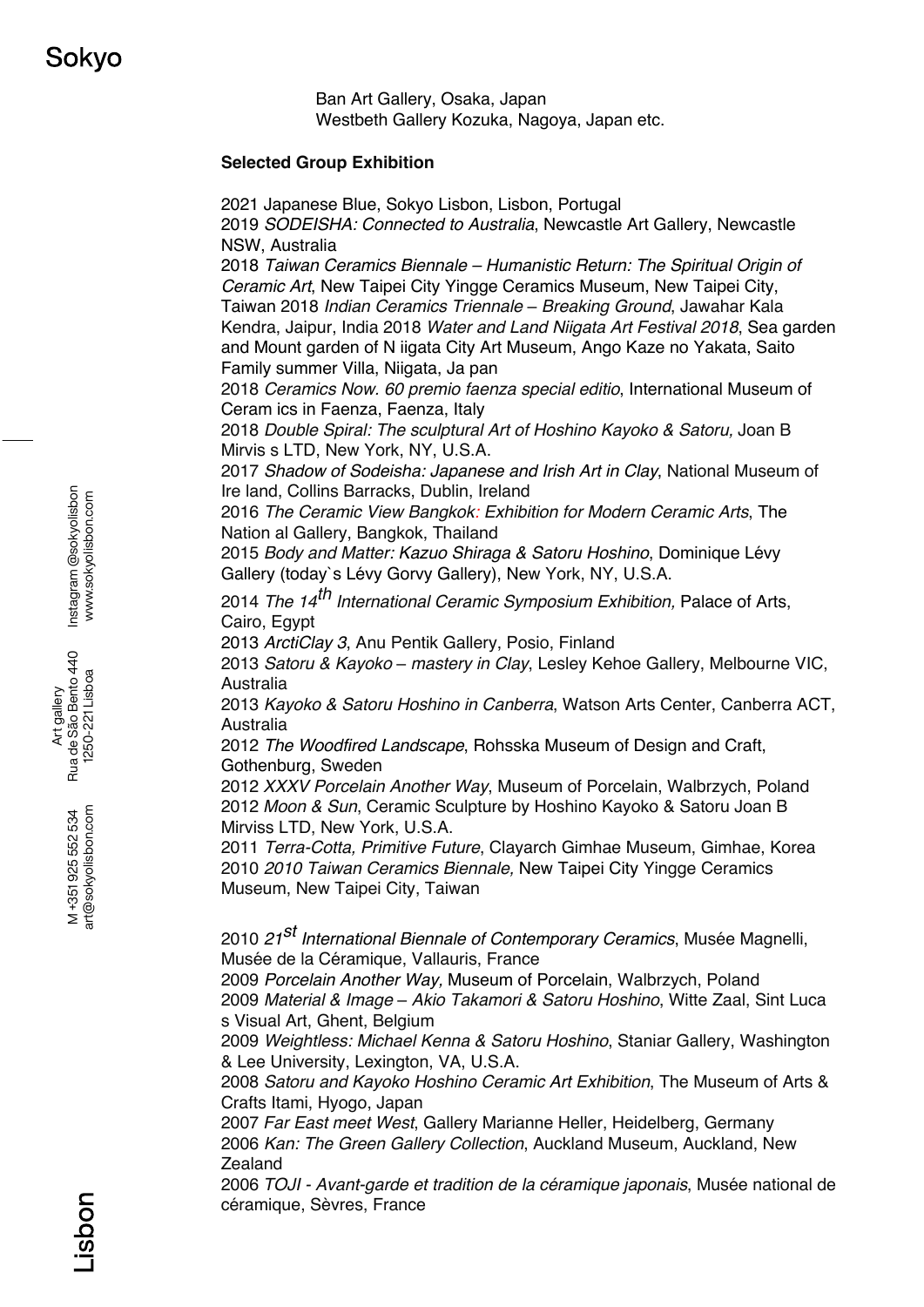Ban Art Gallery, Osaka, Japan
Westbeth Gallery Kozuka, Nagoya, Japan etc.

**Selected Group Exhibition**

2021 Japanese Blue, Sokyo Lisbon, Lisbon, Portugal
2019 *SODEISHA: Connected to Australia*, Newcastle Art Gallery, Newcastle NSW, Australia
2018 *Taiwan Ceramics Biennale – Humanistic Return: The Spiritual Origin of Ceramic Art*, New Taipei City Yingge Ceramics Museum, New Taipei City, Taiwan 2018 *Indian Ceramics Triennale – Breaking Ground*, Jawahar Kala Kendra, Jaipur, India 2018 *Water and Land Niigata Art Festival 2018*, Sea garden and Mount garden of N iigata City Art Museum, Ango Kaze no Yakata, Saito Family summer Villa, Niigata, Ja pan
2018 *Ceramics Now. 60 premio faenza special editio*, International Museum of Ceram ics in Faenza, Faenza, Italy
2018 *Double Spiral: The sculptural Art of Hoshino Kayoko & Satoru,* Joan B Mirvis s LTD, New York, NY, U.S.A.
2017 *Shadow of Sodeisha: Japanese and Irish Art in Clay*, National Museum of Ire land, Collins Barracks, Dublin, Ireland
2016 *The Ceramic View Bangkok: Exhibition for Modern Ceramic Arts*, The Nation al Gallery, Bangkok, Thailand
2015 *Body and Matter: Kazuo Shiraga & Satoru Hoshino*, Dominique Lévy Gallery (today`s Lévy Gorvy Gallery), New York, NY, U.S.A.
2014 *The 14th International Ceramic Symposium Exhibition,* Palace of Arts, Cairo, Egypt
2013 *ArctiClay 3*, Anu Pentik Gallery, Posio, Finland
2013 *Satoru & Kayoko – mastery in Clay*, Lesley Kehoe Gallery, Melbourne VIC, Australia
2013 *Kayoko & Satoru Hoshino in Canberra*, Watson Arts Center, Canberra ACT, Australia
2012 *The Woodfired Landscape*, Rohsska Museum of Design and Craft, Gothenburg, Sweden
2012 *XXXV Porcelain Another Way*, Museum of Porcelain, Walbrzych, Poland
2012 *Moon & Sun*, Ceramic Sculpture by Hoshino Kayoko & Satoru Joan B Mirviss LTD, New York, U.S.A.
2011 *Terra-Cotta, Primitive Future*, Clayarch Gimhae Museum, Gimhae, Korea
2010 *2010 Taiwan Ceramics Biennale,* New Taipei City Yingge Ceramics Museum, New Taipei City, Taiwan

2010 *21st International Biennale of Contemporary Ceramics*, Musée Magnelli, Musée de la Céramique, Vallauris, France
2009 *Porcelain Another Way,* Museum of Porcelain, Walbrzych, Poland
2009 *Material & Image – Akio Takamori & Satoru Hoshino*, Witte Zaal, Sint Luca s Visual Art, Ghent, Belgium
2009 *Weightless: Michael Kenna & Satoru Hoshino*, Staniar Gallery, Washington & Lee University, Lexington, VA, U.S.A.
2008 *Satoru and Kayoko Hoshino Ceramic Art Exhibition*, The Museum of Arts & Crafts Itami, Hyogo, Japan
2007 *Far East meet West*, Gallery Marianne Heller, Heidelberg, Germany
2006 *Kan: The Green Gallery Collection*, Auckland Museum, Auckland, New Zealand
2006 *TOJI - Avant-garde et tradition de la céramique japonais*, Musée national de céramique, Sèvres, France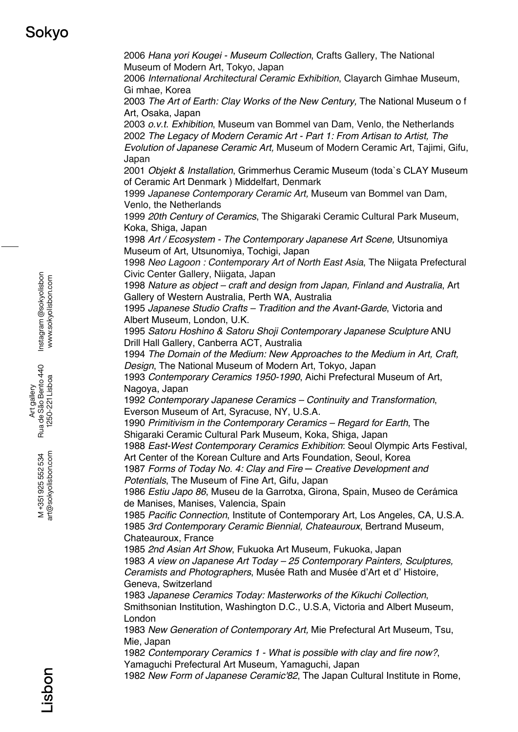2006 *Hana yori Kougei - Museum Collection*, Crafts Gallery, The National Museum of Modern Art, Tokyo, Japan
2006 *International Architectural Ceramic Exhibition*, Clayarch Gimhae Museum, Gi mhae, Korea
2003 *The Art of Earth: Clay Works of the New Century,* The National Museum o f Art, Osaka, Japan
2003 *o.v.t. Exhibition*, Museum van Bommel van Dam, Venlo, the Netherlands
2002 *The Legacy of Modern Ceramic Art - Part 1: From Artisan to Artist, The Evolution of Japanese Ceramic Art,* Museum of Modern Ceramic Art, Tajimi, Gifu, Japan
2001 *Objekt & Installation*, Grimmerhus Ceramic Museum (toda`s CLAY Museum of Ceramic Art Denmark ) Middelfart, Denmark
1999 *Japanese Contemporary Ceramic Art,* Museum van Bommel van Dam, Venlo, the Netherlands
1999 *20th Century of Ceramics*, The Shigaraki Ceramic Cultural Park Museum, Koka, Shiga, Japan
1998 *Art / Ecosystem - The Contemporary Japanese Art Scene,* Utsunomiya Museum of Art, Utsunomiya, Tochigi, Japan
1998 *Neo Lagoon : Contemporary Art of North East Asia*, The Niigata Prefectural Civic Center Gallery, Niigata, Japan
1998 *Nature as object – craft and design from Japan, Finland and Australia*, Art Gallery of Western Australia, Perth WA, Australia
1995 *Japanese Studio Crafts – Tradition and the Avant-Garde*, Victoria and Albert Museum, London, U.K.
1995 *Satoru Hoshino & Satoru Shoji Contemporary Japanese Sculpture* ANU Drill Hall Gallery, Canberra ACT, Australia
1994 *The Domain of the Medium: New Approaches to the Medium in Art, Craft, Design*, The National Museum of Modern Art, Tokyo, Japan
1993 *Contemporary Ceramics 1950-1990*, Aichi Prefectural Museum of Art, Nagoya, Japan
1992 *Contemporary Japanese Ceramics – Continuity and Transformation*, Everson Museum of Art, Syracuse, NY, U.S.A.
1990 *Primitivism in the Contemporary Ceramics – Regard for Earth*, The Shigaraki Ceramic Cultural Park Museum, Koka, Shiga, Japan
1988 *East-West Contemporary Ceramics Exhibition*: Seoul Olympic Arts Festival, Art Center of the Korean Culture and Arts Foundation, Seoul, Korea
1987 *Forms of Today No. 4: Clay and Fire ─ Creative Development and Potentials*, The Museum of Fine Art, Gifu, Japan
1986 *Estiu Japo 86*, Museu de la Garrotxa, Girona, Spain, Museo de Cerámica de Manises, Manises, Valencia, Spain
1985 *Pacific Connection*, Institute of Contemporary Art, Los Angeles, CA, U.S.A.
1985 *3rd Contemporary Ceramic Biennial, Chateauroux*, Bertrand Museum, Chateauroux, France
1985 *2nd Asian Art Show*, Fukuoka Art Museum, Fukuoka, Japan
1983 *A view on Japanese Art Today – 25 Contemporary Painters, Sculptures, Ceramists and Photographers*, Musée Rath and Musée d'Art et d' Histoire, Geneva, Switzerland
1983 *Japanese Ceramics Today: Masterworks of the Kikuchi Collection*, Smithsonian Institution, Washington D.C., U.S.A, Victoria and Albert Museum, London
1983 *New Generation of Contemporary Art,* Mie Prefectural Art Museum, Tsu, Mie, Japan
1982 *Contemporary Ceramics 1 - What is possible with clay and fire now?*, Yamaguchi Prefectural Art Museum, Yamaguchi, Japan
1982 *New Form of Japanese Ceramic'82*, The Japan Cultural Institute in Rome,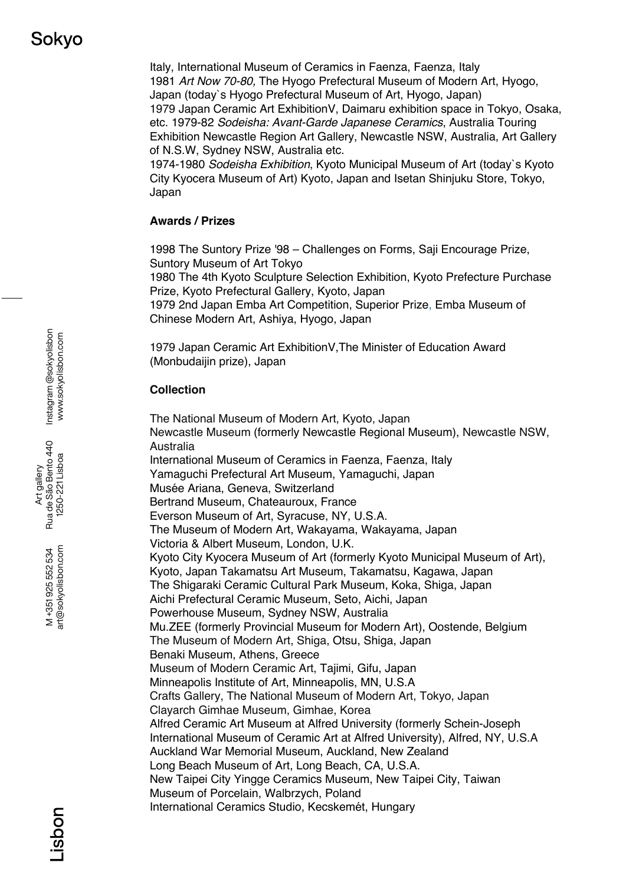Italy, International Museum of Ceramics in Faenza, Faenza, Italy
1981 *Art Now 70-80,* The Hyogo Prefectural Museum of Modern Art, Hyogo, Japan (today`s Hyogo Prefectural Museum of Art, Hyogo, Japan)
1979 Japan Ceramic Art ExhibitionV, Daimaru exhibition space in Tokyo, Osaka, etc. 1979-82 *Sodeisha: Avant-Garde Japanese Ceramics*, Australia Touring Exhibition Newcastle Region Art Gallery, Newcastle NSW, Australia, Art Gallery of N.S.W, Sydney NSW, Australia etc.
1974-1980 *Sodeisha Exhibition*, Kyoto Municipal Museum of Art (today`s Kyoto City Kyocera Museum of Art) Kyoto, Japan and Isetan Shinjuku Store, Tokyo, Japan

**Awards / Prizes**

1998 The Suntory Prize '98 – Challenges on Forms, Saji Encourage Prize, Suntory Museum of Art Tokyo
1980 The 4th Kyoto Sculpture Selection Exhibition, Kyoto Prefecture Purchase Prize, Kyoto Prefectural Gallery, Kyoto, Japan
1979 2nd Japan Emba Art Competition, Superior Prize, Emba Museum of Chinese Modern Art, Ashiya, Hyogo, Japan

1979 Japan Ceramic Art ExhibitionV,The Minister of Education Award (Monbudaijin prize), Japan

**Collection**

The National Museum of Modern Art, Kyoto, Japan
Newcastle Museum (formerly Newcastle Regional Museum), Newcastle NSW, Australia
International Museum of Ceramics in Faenza, Faenza, Italy
Yamaguchi Prefectural Art Museum, Yamaguchi, Japan
Musée Ariana, Geneva, Switzerland
Bertrand Museum, Chateauroux, France
Everson Museum of Art, Syracuse, NY, U.S.A.
The Museum of Modern Art, Wakayama, Wakayama, Japan
Victoria & Albert Museum, London, U.K.
Kyoto City Kyocera Museum of Art (formerly Kyoto Municipal Museum of Art), Kyoto, Japan Takamatsu Art Museum, Takamatsu, Kagawa, Japan
The Shigaraki Ceramic Cultural Park Museum, Koka, Shiga, Japan
Aichi Prefectural Ceramic Museum, Seto, Aichi, Japan
Powerhouse Museum, Sydney NSW, Australia
Mu.ZEE (formerly Provincial Museum for Modern Art), Oostende, Belgium
The Museum of Modern Art, Shiga, Otsu, Shiga, Japan
Benaki Museum, Athens, Greece
Museum of Modern Ceramic Art, Tajimi, Gifu, Japan
Minneapolis Institute of Art, Minneapolis, MN, U.S.A
Crafts Gallery, The National Museum of Modern Art, Tokyo, Japan
Clayarch Gimhae Museum, Gimhae, Korea
Alfred Ceramic Art Museum at Alfred University (formerly Schein-Joseph International Museum of Ceramic Art at Alfred University), Alfred, NY, U.S.A
Auckland War Memorial Museum, Auckland, New Zealand
Long Beach Museum of Art, Long Beach, CA, U.S.A.
New Taipei City Yingge Ceramics Museum, New Taipei City, Taiwan
Museum of Porcelain, Walbrzych, Poland
International Ceramics Studio, Kecskemét, Hungary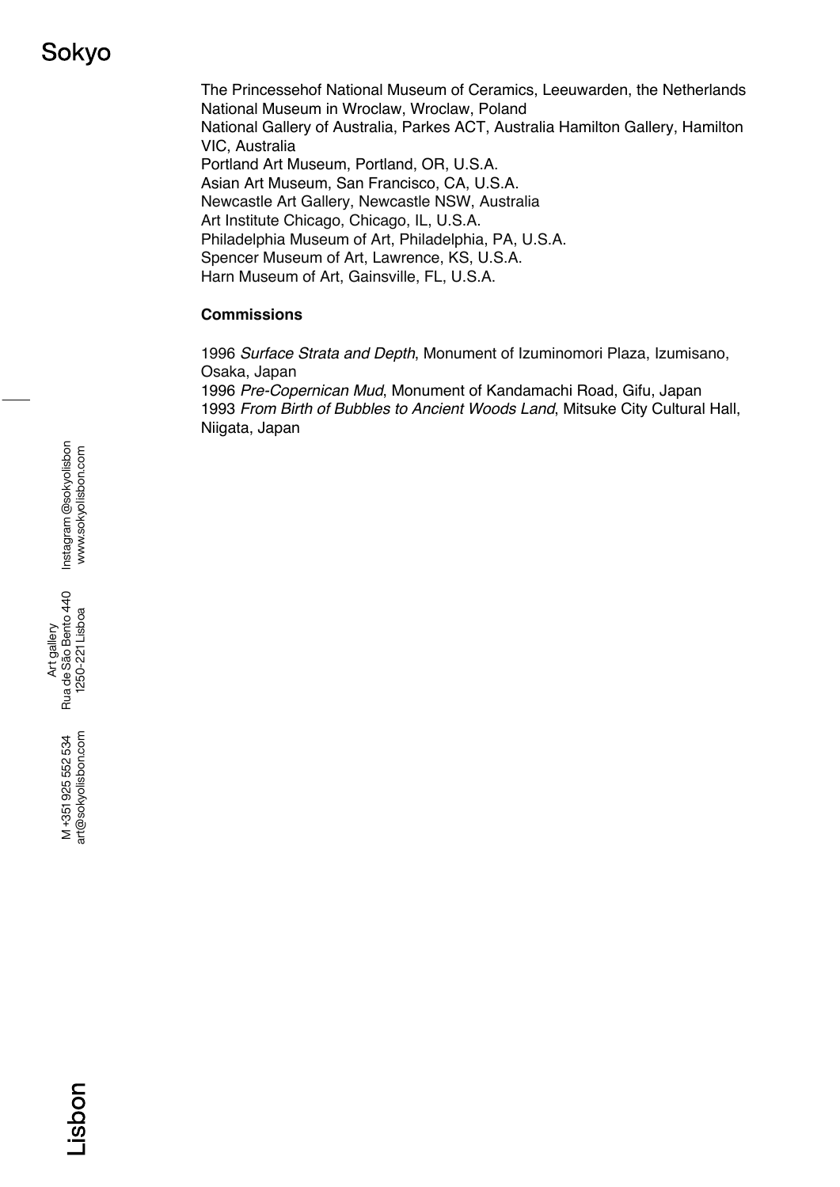The Princessehof National Museum of Ceramics, Leeuwarden, the Netherlands
National Museum in Wroclaw, Wroclaw, Poland
National Gallery of Australia, Parkes ACT, Australia Hamilton Gallery, Hamilton VIC, Australia
Portland Art Museum, Portland, OR, U.S.A.
Asian Art Museum, San Francisco, CA, U.S.A.
Newcastle Art Gallery, Newcastle NSW, Australia
Art Institute Chicago, Chicago, IL, U.S.A.
Philadelphia Museum of Art, Philadelphia, PA, U.S.A.
Spencer Museum of Art, Lawrence, KS, U.S.A.
Harn Museum of Art, Gainsville, FL, U.S.A.

**Commissions**

1996 *Surface Strata and Depth*, Monument of Izuminomori Plaza, Izumisano, Osaka, Japan
1996 *Pre-Copernican Mud*, Monument of Kandamachi Road, Gifu, Japan
1993 *From Birth of Bubbles to Ancient Woods Land*, Mitsuke City Cultural Hall, Niigata, Japan